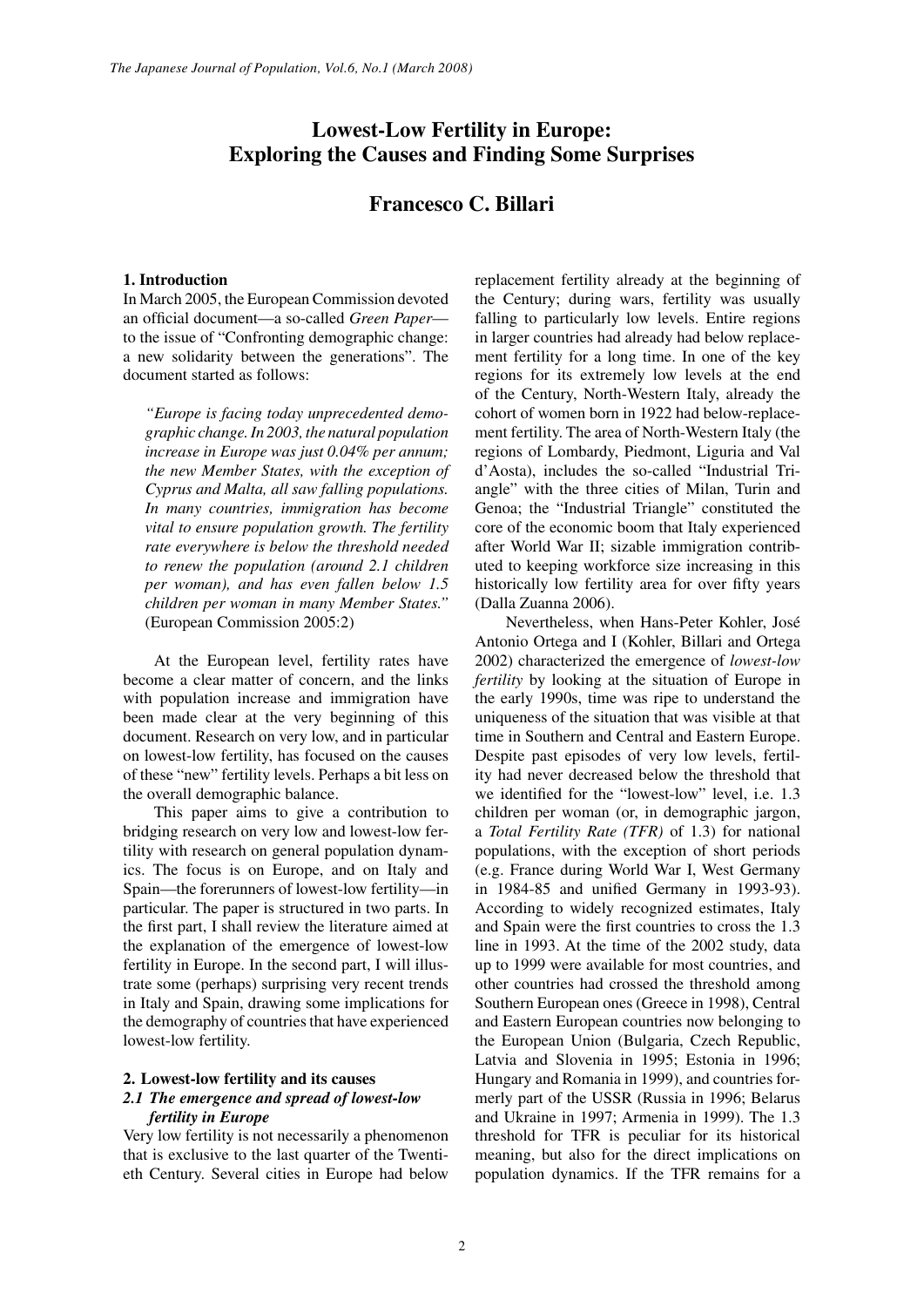# Lowest-Low Fertility in Europe: Exploring the Causes and Finding Some Surprises

## Francesco C. Billari

### 1. Introduction

In March 2005, the European Commission devoted an official document—a so-called *Green Paper*—to the issue of "Confronting demographic change: a new solidarity between the generations". The document started as follows:

> *"Europe is facing today unprecedented demographic change. In 2003, the natural population increase in Europe was just 0.04% per annum; the new Member States, with the exception of Cyprus and Malta, all saw falling populations. In many countries, immigration has become vital to ensure population growth. The fertility rate everywhere is below the threshold needed to renew the population (around 2.1 children per woman), and has even fallen below 1.5 children per woman in many Member States."* (European Commission 2005:2)

At the European level, fertility rates have become a clear matter of concern, and the links with population increase and immigration have been made clear at the very beginning of this document. Research on very low, and in particular on lowest-low fertility, has focused on the causes of these "new" fertility levels. Perhaps a bit less on the overall demographic balance.

This paper aims to give a contribution to bridging research on very low and lowest-low fertility with research on general population dynamics. The focus is on Europe, and on Italy and Spain—the forerunners of lowest-low fertility—in particular. The paper is structured in two parts. In the first part, I shall review the literature aimed at the explanation of the emergence of lowest-low fertility in Europe. In the second part, I will illustrate some (perhaps) surprising very recent trends in Italy and Spain, drawing some implications for the demography of countries that have experienced lowest-low fertility.

### 2. Lowest-low fertility and its causes

#### *2.1 The emergence and spread of lowest-low fertility in Europe*

Very low fertility is not necessarily a phenomenon that is exclusive to the last quarter of the Twentieth Century. Several cities in Europe had below replacement fertility already at the beginning of the Century; during wars, fertility was usually falling to particularly low levels. Entire regions in larger countries had already had below replacement fertility for a long time. In one of the key regions for its extremely low levels at the end of the Century, North-Western Italy, already the cohort of women born in 1922 had below-replacement fertility. The area of North-Western Italy (the regions of Lombardy, Piedmont, Liguria and Val d'Aosta), includes the so-called "Industrial Triangle" with the three cities of Milan, Turin and Genoa; the "Industrial Triangle" constituted the core of the economic boom that Italy experienced after World War II; sizable immigration contributed to keeping workforce size increasing in this historically low fertility area for over fifty years (Dalla Zuanna 2006).

Nevertheless, when Hans-Peter Kohler, José Antonio Ortega and I (Kohler, Billari and Ortega 2002) characterized the emergence of *lowest-low fertility* by looking at the situation of Europe in the early 1990s, time was ripe to understand the uniqueness of the situation that was visible at that time in Southern and Central and Eastern Europe. Despite past episodes of very low levels, fertility had never decreased below the threshold that we identified for the "lowest-low" level, i.e. 1.3 children per woman (or, in demographic jargon, a *Total Fertility Rate (TFR)* of 1.3) for national populations, with the exception of short periods (e.g. France during World War I, West Germany in 1984-85 and unified Germany in 1993-93). According to widely recognized estimates, Italy and Spain were the first countries to cross the 1.3 line in 1993. At the time of the 2002 study, data up to 1999 were available for most countries, and other countries had crossed the threshold among Southern European ones (Greece in 1998), Central and Eastern European countries now belonging to the European Union (Bulgaria, Czech Republic, Latvia and Slovenia in 1995; Estonia in 1996; Hungary and Romania in 1999), and countries formerly part of the USSR (Russia in 1996; Belarus and Ukraine in 1997; Armenia in 1999). The 1.3 threshold for TFR is peculiar for its historical meaning, but also for the direct implications on population dynamics. If the TFR remains for a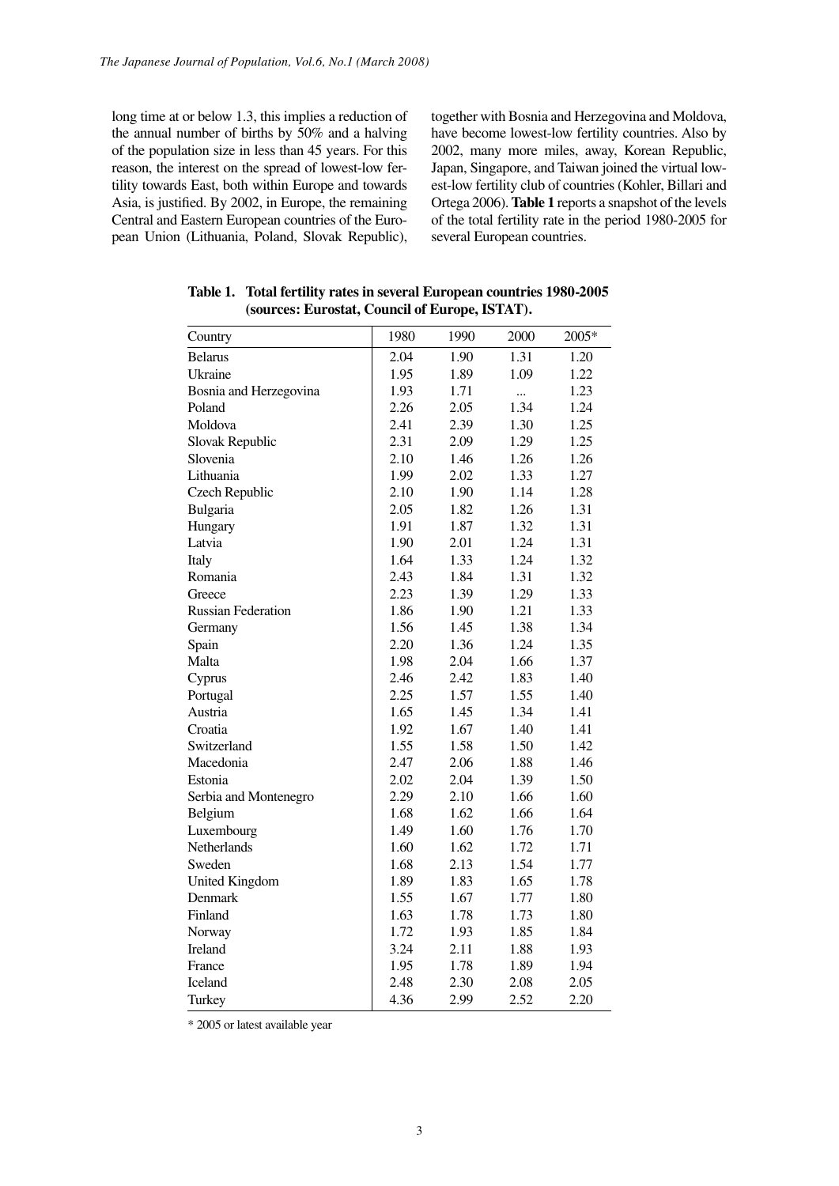long time at or below 1.3, this implies a reduction of the annual number of births by 50% and a halving of the population size in less than 45 years. For this reason, the interest on the spread of lowest-low fertility towards East, both within Europe and towards Asia, is justified. By 2002, in Europe, the remaining Central and Eastern European countries of the European Union (Lithuania, Poland, Slovak Republic), together with Bosnia and Herzegovina and Moldova, have become lowest-low fertility countries. Also by 2002, many more miles, away, Korean Republic, Japan, Singapore, and Taiwan joined the virtual lowest-low fertility club of countries (Kohler, Billari and Ortega 2006). **Table 1** reports a snapshot of the levels of the total fertility rate in the period 1980-2005 for several European countries.

**Table 1. Total fertility rates in several European countries 1980-2005 (sources: Eurostat, Council of Europe, ISTAT).**

| Country | 1980 | 1990 | 2000 | 2005* |
|---|---|---|---|---|
| Belarus | 2.04 | 1.90 | 1.31 | 1.20 |
| Ukraine | 1.95 | 1.89 | 1.09 | 1.22 |
| Bosnia and Herzegovina | 1.93 | 1.71 | ... | 1.23 |
| Poland | 2.26 | 2.05 | 1.34 | 1.24 |
| Moldova | 2.41 | 2.39 | 1.30 | 1.25 |
| Slovak Republic | 2.31 | 2.09 | 1.29 | 1.25 |
| Slovenia | 2.10 | 1.46 | 1.26 | 1.26 |
| Lithuania | 1.99 | 2.02 | 1.33 | 1.27 |
| Czech Republic | 2.10 | 1.90 | 1.14 | 1.28 |
| Bulgaria | 2.05 | 1.82 | 1.26 | 1.31 |
| Hungary | 1.91 | 1.87 | 1.32 | 1.31 |
| Latvia | 1.90 | 2.01 | 1.24 | 1.31 |
| Italy | 1.64 | 1.33 | 1.24 | 1.32 |
| Romania | 2.43 | 1.84 | 1.31 | 1.32 |
| Greece | 2.23 | 1.39 | 1.29 | 1.33 |
| Russian Federation | 1.86 | 1.90 | 1.21 | 1.33 |
| Germany | 1.56 | 1.45 | 1.38 | 1.34 |
| Spain | 2.20 | 1.36 | 1.24 | 1.35 |
| Malta | 1.98 | 2.04 | 1.66 | 1.37 |
| Cyprus | 2.46 | 2.42 | 1.83 | 1.40 |
| Portugal | 2.25 | 1.57 | 1.55 | 1.40 |
| Austria | 1.65 | 1.45 | 1.34 | 1.41 |
| Croatia | 1.92 | 1.67 | 1.40 | 1.41 |
| Switzerland | 1.55 | 1.58 | 1.50 | 1.42 |
| Macedonia | 2.47 | 2.06 | 1.88 | 1.46 |
| Estonia | 2.02 | 2.04 | 1.39 | 1.50 |
| Serbia and Montenegro | 2.29 | 2.10 | 1.66 | 1.60 |
| Belgium | 1.68 | 1.62 | 1.66 | 1.64 |
| Luxembourg | 1.49 | 1.60 | 1.76 | 1.70 |
| Netherlands | 1.60 | 1.62 | 1.72 | 1.71 |
| Sweden | 1.68 | 2.13 | 1.54 | 1.77 |
| United Kingdom | 1.89 | 1.83 | 1.65 | 1.78 |
| Denmark | 1.55 | 1.67 | 1.77 | 1.80 |
| Finland | 1.63 | 1.78 | 1.73 | 1.80 |
| Norway | 1.72 | 1.93 | 1.85 | 1.84 |
| Ireland | 3.24 | 2.11 | 1.88 | 1.93 |
| France | 1.95 | 1.78 | 1.89 | 1.94 |
| Iceland | 2.48 | 2.30 | 2.08 | 2.05 |
| Turkey | 4.36 | 2.99 | 2.52 | 2.20 |

\* 2005 or latest available year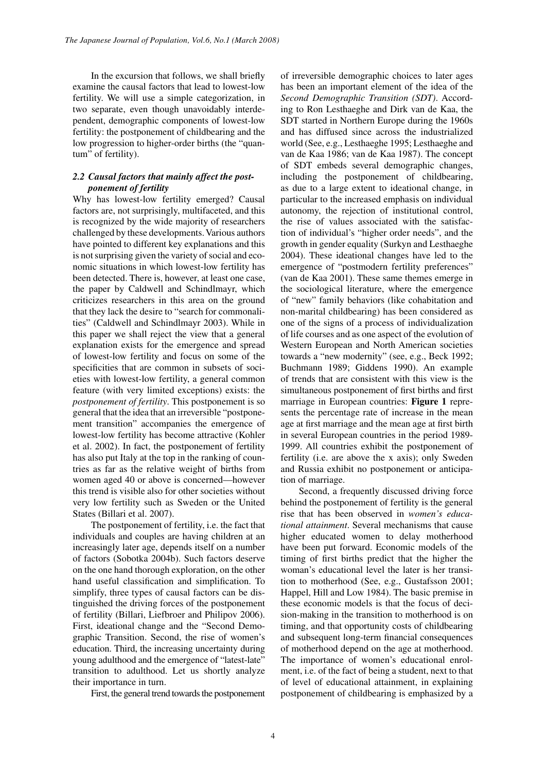In the excursion that follows, we shall briefly examine the causal factors that lead to lowest-low fertility. We will use a simple categorization, in two separate, even though unavoidably interdependent, demographic components of lowest-low fertility: the postponement of childbearing and the low progression to higher-order births (the "quantum" of fertility).

### 2.2 Causal factors that mainly affect the postponement of fertility

Why has lowest-low fertility emerged? Causal factors are, not surprisingly, multifaceted, and this is recognized by the wide majority of researchers challenged by these developments. Various authors have pointed to different key explanations and this is not surprising given the variety of social and economic situations in which lowest-low fertility has been detected. There is, however, at least one case, the paper by Caldwell and Schindlmayr, which criticizes researchers in this area on the ground that they lack the desire to "search for commonalities" (Caldwell and Schindlmayr 2003). While in this paper we shall reject the view that a general explanation exists for the emergence and spread of lowest-low fertility and focus on some of the specificities that are common in subsets of societies with lowest-low fertility, a general common feature (with very limited exceptions) exists: the *postponement of fertility*. This postponement is so general that the idea that an irreversible "postponement transition" accompanies the emergence of lowest-low fertility has become attractive (Kohler et al. 2002). In fact, the postponement of fertility has also put Italy at the top in the ranking of countries as far as the relative weight of births from women aged 40 or above is concerned—however this trend is visible also for other societies without very low fertility such as Sweden or the United States (Billari et al. 2007).

The postponement of fertility, i.e. the fact that individuals and couples are having children at an increasingly later age, depends itself on a number of factors (Sobotka 2004b). Such factors deserve on the one hand thorough exploration, on the other hand useful classification and simplification. To simplify, three types of causal factors can be distinguished the driving forces of the postponement of fertility (Billari, Liefbroer and Philipov 2006). First, ideational change and the "Second Demographic Transition. Second, the rise of women's education. Third, the increasing uncertainty during young adulthood and the emergence of "latest-late" transition to adulthood. Let us shortly analyze their importance in turn.

First, the general trend towards the postponement of irreversible demographic choices to later ages has been an important element of the idea of the *Second Demographic Transition (SDT)*. According to Ron Lesthaeghe and Dirk van de Kaa, the SDT started in Northern Europe during the 1960s and has diffused since across the industrialized world (See, e.g., Lesthaeghe 1995; Lesthaeghe and van de Kaa 1986; van de Kaa 1987). The concept of SDT embeds several demographic changes, including the postponement of childbearing, as due to a large extent to ideational change, in particular to the increased emphasis on individual autonomy, the rejection of institutional control, the rise of values associated with the satisfaction of individual's "higher order needs", and the growth in gender equality (Surkyn and Lesthaeghe 2004). These ideational changes have led to the emergence of "postmodern fertility preferences" (van de Kaa 2001). These same themes emerge in the sociological literature, where the emergence of "new" family behaviors (like cohabitation and non-marital childbearing) has been considered as one of the signs of a process of individualization of life courses and as one aspect of the evolution of Western European and North American societies towards a "new modernity" (see, e.g., Beck 1992; Buchmann 1989; Giddens 1990). An example of trends that are consistent with this view is the simultaneous postponement of first births and first marriage in European countries: **Figure 1** represents the percentage rate of increase in the mean age at first marriage and the mean age at first birth in several European countries in the period 1989-1999. All countries exhibit the postponement of fertility (i.e. are above the x axis); only Sweden and Russia exhibit no postponement or anticipation of marriage.

Second, a frequently discussed driving force behind the postponement of fertility is the general rise that has been observed in *women's educational attainment*. Several mechanisms that cause higher educated women to delay motherhood have been put forward. Economic models of the timing of first births predict that the higher the woman's educational level the later is her transition to motherhood (See, e.g., Gustafsson 2001; Happel, Hill and Low 1984). The basic premise in these economic models is that the focus of decision-making in the transition to motherhood is on timing, and that opportunity costs of childbearing and subsequent long-term financial consequences of motherhood depend on the age at motherhood. The importance of women's educational enrolment, i.e. of the fact of being a student, next to that of level of educational attainment, in explaining postponement of childbearing is emphasized by a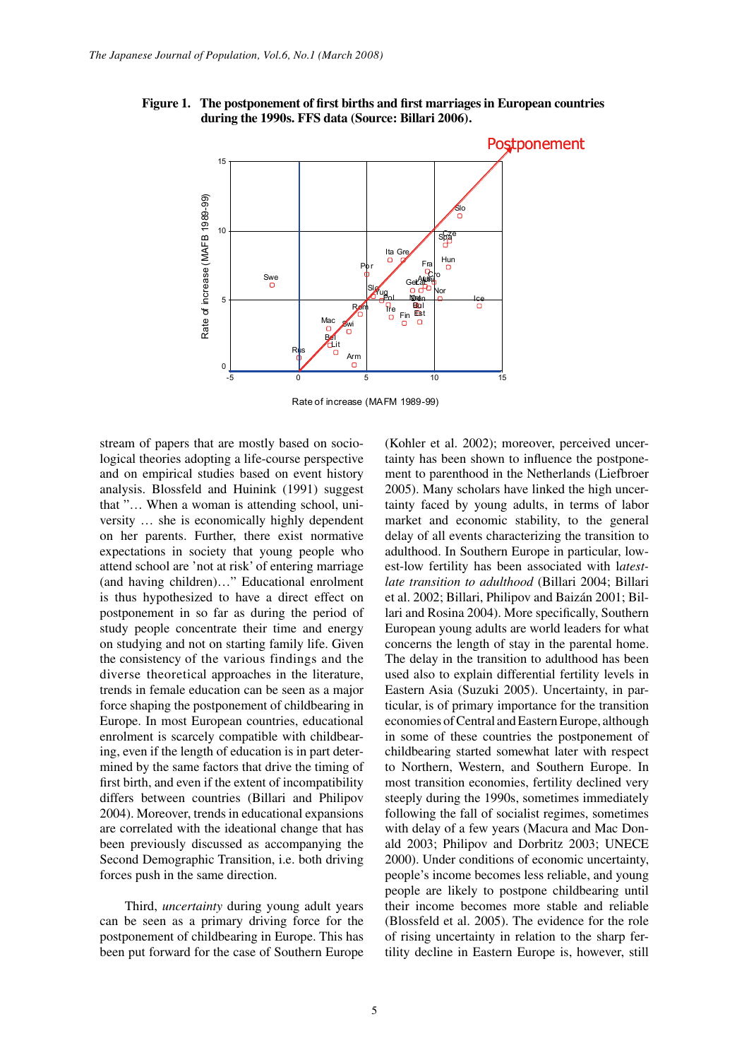**Figure 1. The postponement of first births and first marriages in European countries during the 1990s. FFS data (Source: Billari 2006).**

stream of papers that are mostly based on sociological theories adopting a life-course perspective and on empirical studies based on event history analysis. Blossfeld and Huinink (1991) suggest that "… When a woman is attending school, university … she is economically highly dependent on her parents. Further, there exist normative expectations in society that young people who attend school are 'not at risk' of entering marriage (and having children)…" Educational enrolment is thus hypothesized to have a direct effect on postponement in so far as during the period of study people concentrate their time and energy on studying and not on starting family life. Given the consistency of the various findings and the diverse theoretical approaches in the literature, trends in female education can be seen as a major force shaping the postponement of childbearing in Europe. In most European countries, educational enrolment is scarcely compatible with childbearing, even if the length of education is in part determined by the same factors that drive the timing of first birth, and even if the extent of incompatibility differs between countries (Billari and Philipov 2004). Moreover, trends in educational expansions are correlated with the ideational change that has been previously discussed as accompanying the Second Demographic Transition, i.e. both driving forces push in the same direction.

Third, *uncertainty* during young adult years can be seen as a primary driving force for the postponement of childbearing in Europe. This has been put forward for the case of Southern Europe (Kohler et al. 2002); moreover, perceived uncertainty has been shown to influence the postponement to parenthood in the Netherlands (Liefbroer 2005). Many scholars have linked the high uncertainty faced by young adults, in terms of labor market and economic stability, to the general delay of all events characterizing the transition to adulthood. In Southern Europe in particular, lowest-low fertility has been associated with l*atest-late transition to adulthood* (Billari 2004; Billari et al. 2002; Billari, Philipov and Baizán 2001; Billari and Rosina 2004). More specifically, Southern European young adults are world leaders for what concerns the length of stay in the parental home. The delay in the transition to adulthood has been used also to explain differential fertility levels in Eastern Asia (Suzuki 2005). Uncertainty, in particular, is of primary importance for the transition economies of Central and Eastern Europe, although in some of these countries the postponement of childbearing started somewhat later with respect to Northern, Western, and Southern Europe. In most transition economies, fertility declined very steeply during the 1990s, sometimes immediately following the fall of socialist regimes, sometimes with delay of a few years (Macura and Mac Donald 2003; Philipov and Dorbritz 2003; UNECE 2000). Under conditions of economic uncertainty, people's income becomes less reliable, and young people are likely to postpone childbearing until their income becomes more stable and reliable (Blossfeld et al. 2005). The evidence for the role of rising uncertainty in relation to the sharp fertility decline in Eastern Europe is, however, still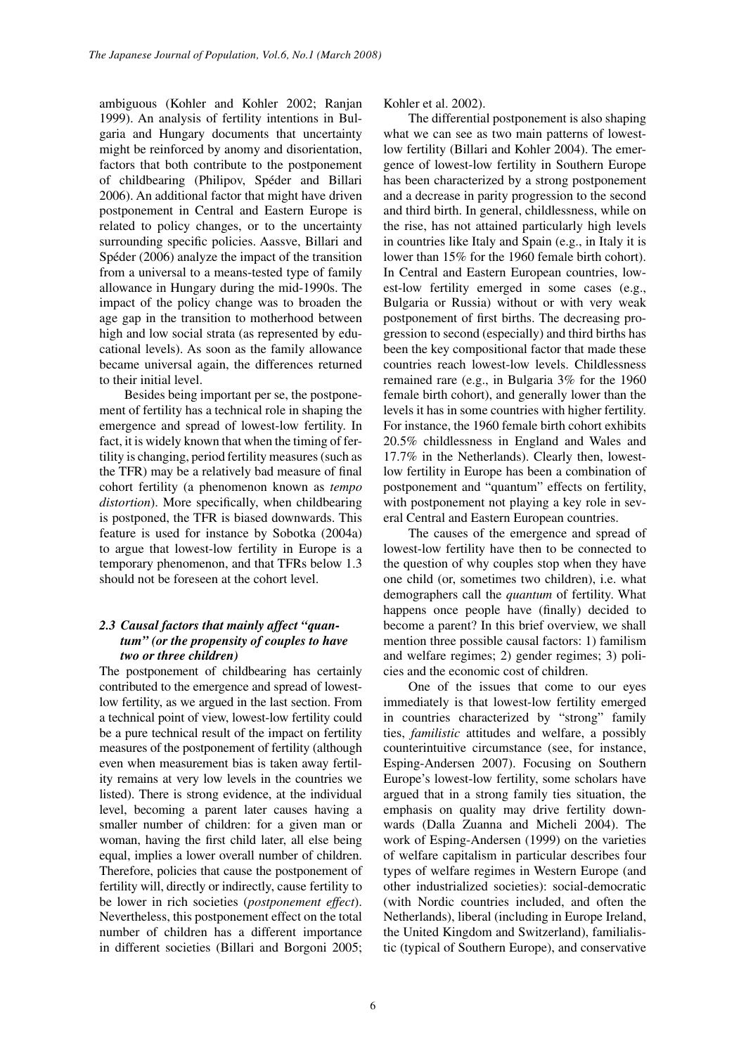ambiguous (Kohler and Kohler 2002; Ranjan 1999). An analysis of fertility intentions in Bulgaria and Hungary documents that uncertainty might be reinforced by anomy and disorientation, factors that both contribute to the postponement of childbearing (Philipov, Spéder and Billari 2006). An additional factor that might have driven postponement in Central and Eastern Europe is related to policy changes, or to the uncertainty surrounding specific policies. Aassve, Billari and Spéder (2006) analyze the impact of the transition from a universal to a means-tested type of family allowance in Hungary during the mid-1990s. The impact of the policy change was to broaden the age gap in the transition to motherhood between high and low social strata (as represented by educational levels). As soon as the family allowance became universal again, the differences returned to their initial level.

Besides being important per se, the postponement of fertility has a technical role in shaping the emergence and spread of lowest-low fertility. In fact, it is widely known that when the timing of fertility is changing, period fertility measures (such as the TFR) may be a relatively bad measure of final cohort fertility (a phenomenon known as *tempo distortion*). More specifically, when childbearing is postponed, the TFR is biased downwards. This feature is used for instance by Sobotka (2004a) to argue that lowest-low fertility in Europe is a temporary phenomenon, and that TFRs below 1.3 should not be foreseen at the cohort level.

### *2.3 Causal factors that mainly affect "quantum" (or the propensity of couples to have two or three children)*

The postponement of childbearing has certainly contributed to the emergence and spread of lowest-low fertility, as we argued in the last section. From a technical point of view, lowest-low fertility could be a pure technical result of the impact on fertility measures of the postponement of fertility (although even when measurement bias is taken away fertility remains at very low levels in the countries we listed). There is strong evidence, at the individual level, becoming a parent later causes having a smaller number of children: for a given man or woman, having the first child later, all else being equal, implies a lower overall number of children. Therefore, policies that cause the postponement of fertility will, directly or indirectly, cause fertility to be lower in rich societies (*postponement effect*). Nevertheless, this postponement effect on the total number of children has a different importance in different societies (Billari and Borgoni 2005; Kohler et al. 2002).

The differential postponement is also shaping what we can see as two main patterns of lowest-low fertility (Billari and Kohler 2004). The emergence of lowest-low fertility in Southern Europe has been characterized by a strong postponement and a decrease in parity progression to the second and third birth. In general, childlessness, while on the rise, has not attained particularly high levels in countries like Italy and Spain (e.g., in Italy it is lower than 15% for the 1960 female birth cohort). In Central and Eastern European countries, lowest-low fertility emerged in some cases (e.g., Bulgaria or Russia) without or with very weak postponement of first births. The decreasing progression to second (especially) and third births has been the key compositional factor that made these countries reach lowest-low levels. Childlessness remained rare (e.g., in Bulgaria 3% for the 1960 female birth cohort), and generally lower than the levels it has in some countries with higher fertility. For instance, the 1960 female birth cohort exhibits 20.5% childlessness in England and Wales and 17.7% in the Netherlands). Clearly then, lowest-low fertility in Europe has been a combination of postponement and "quantum" effects on fertility, with postponement not playing a key role in several Central and Eastern European countries.

The causes of the emergence and spread of lowest-low fertility have then to be connected to the question of why couples stop when they have one child (or, sometimes two children), i.e. what demographers call the *quantum* of fertility. What happens once people have (finally) decided to become a parent? In this brief overview, we shall mention three possible causal factors: 1) familism and welfare regimes; 2) gender regimes; 3) policies and the economic cost of children.

One of the issues that come to our eyes immediately is that lowest-low fertility emerged in countries characterized by "strong" family ties, *familistic* attitudes and welfare, a possibly counterintuitive circumstance (see, for instance, Esping-Andersen 2007). Focusing on Southern Europe's lowest-low fertility, some scholars have argued that in a strong family ties situation, the emphasis on quality may drive fertility downwards (Dalla Zuanna and Micheli 2004). The work of Esping-Andersen (1999) on the varieties of welfare capitalism in particular describes four types of welfare regimes in Western Europe (and other industrialized societies): social-democratic (with Nordic countries included, and often the Netherlands), liberal (including in Europe Ireland, the United Kingdom and Switzerland), familialistic (typical of Southern Europe), and conservative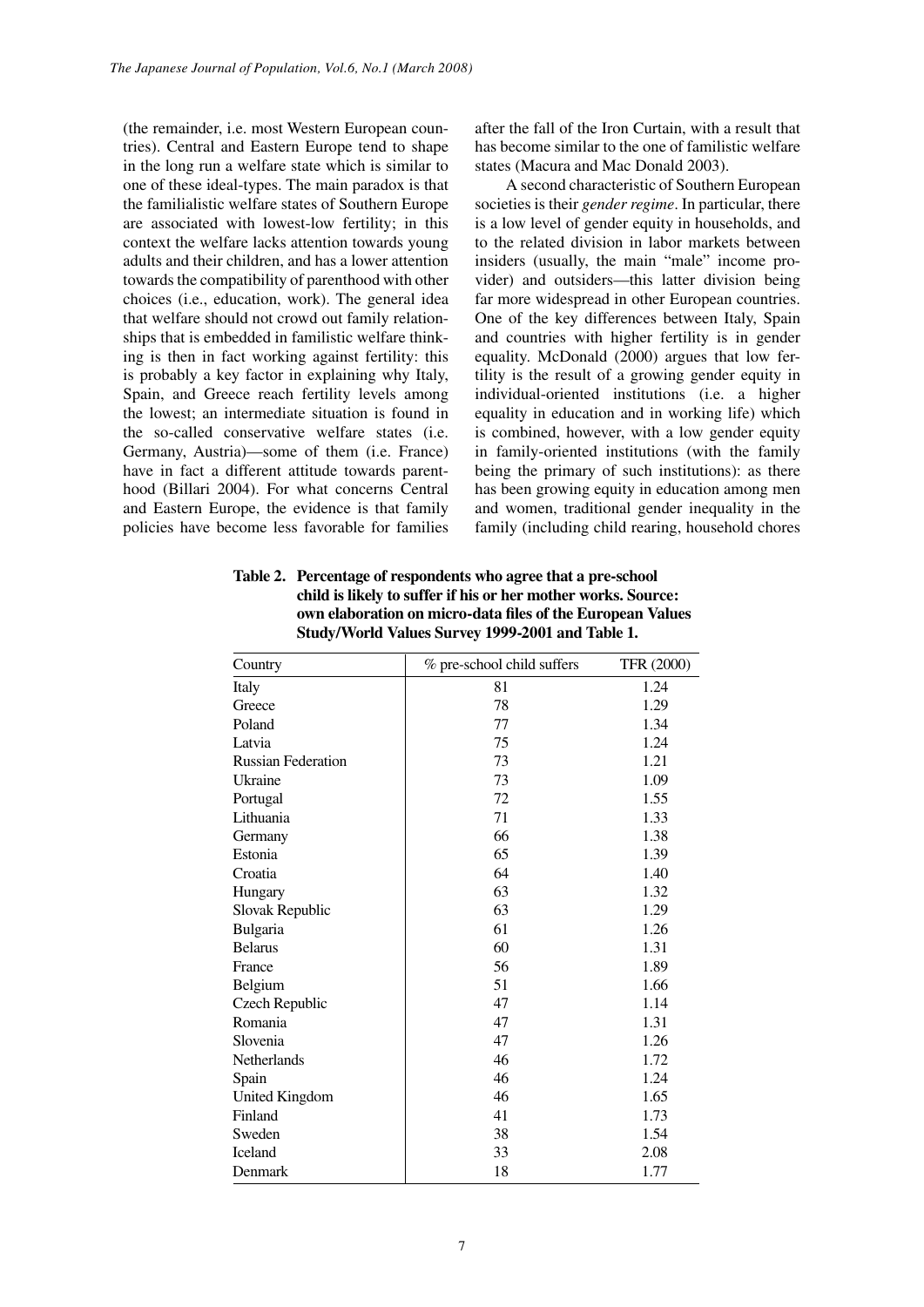(the remainder, i.e. most Western European countries). Central and Eastern Europe tend to shape in the long run a welfare state which is similar to one of these ideal-types. The main paradox is that the familialistic welfare states of Southern Europe are associated with lowest-low fertility; in this context the welfare lacks attention towards young adults and their children, and has a lower attention towards the compatibility of parenthood with other choices (i.e., education, work). The general idea that welfare should not crowd out family relationships that is embedded in familistic welfare thinking is then in fact working against fertility: this is probably a key factor in explaining why Italy, Spain, and Greece reach fertility levels among the lowest; an intermediate situation is found in the so-called conservative welfare states (i.e. Germany, Austria)—some of them (i.e. France) have in fact a different attitude towards parenthood (Billari 2004). For what concerns Central and Eastern Europe, the evidence is that family policies have become less favorable for families after the fall of the Iron Curtain, with a result that has become similar to the one of familistic welfare states (Macura and Mac Donald 2003).

A second characteristic of Southern European societies is their *gender regime*. In particular, there is a low level of gender equity in households, and to the related division in labor markets between insiders (usually, the main "male" income provider) and outsiders—this latter division being far more widespread in other European countries. One of the key differences between Italy, Spain and countries with higher fertility is in gender equality. McDonald (2000) argues that low fertility is the result of a growing gender equity in individual-oriented institutions (i.e. a higher equality in education and in working life) which is combined, however, with a low gender equity in family-oriented institutions (with the family being the primary of such institutions): as there has been growing equity in education among men and women, traditional gender inequality in the family (including child rearing, household chores

**Table 2. Percentage of respondents who agree that a pre-school child is likely to suffer if his or her mother works. Source: own elaboration on micro-data files of the European Values Study/World Values Survey 1999-2001 and Table 1.**

| Country | % pre-school child suffers | TFR (2000) |
|---|---|---|
| Italy | 81 | 1.24 |
| Greece | 78 | 1.29 |
| Poland | 77 | 1.34 |
| Latvia | 75 | 1.24 |
| Russian Federation | 73 | 1.21 |
| Ukraine | 73 | 1.09 |
| Portugal | 72 | 1.55 |
| Lithuania | 71 | 1.33 |
| Germany | 66 | 1.38 |
| Estonia | 65 | 1.39 |
| Croatia | 64 | 1.40 |
| Hungary | 63 | 1.32 |
| Slovak Republic | 63 | 1.29 |
| Bulgaria | 61 | 1.26 |
| Belarus | 60 | 1.31 |
| France | 56 | 1.89 |
| Belgium | 51 | 1.66 |
| Czech Republic | 47 | 1.14 |
| Romania | 47 | 1.31 |
| Slovenia | 47 | 1.26 |
| Netherlands | 46 | 1.72 |
| Spain | 46 | 1.24 |
| United Kingdom | 46 | 1.65 |
| Finland | 41 | 1.73 |
| Sweden | 38 | 1.54 |
| Iceland | 33 | 2.08 |
| Denmark | 18 | 1.77 |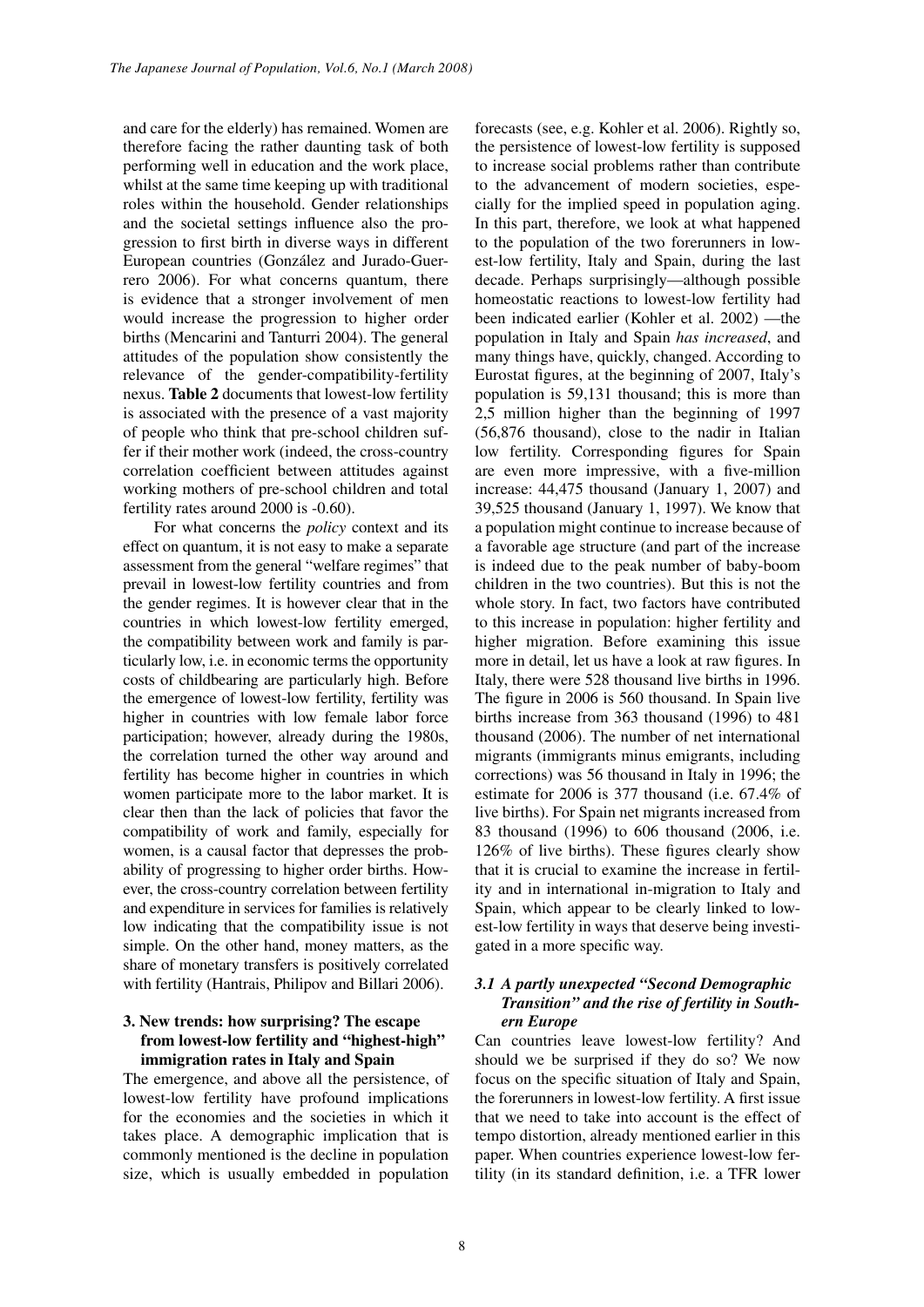and care for the elderly) has remained. Women are therefore facing the rather daunting task of both performing well in education and the work place, whilst at the same time keeping up with traditional roles within the household. Gender relationships and the societal settings influence also the progression to first birth in diverse ways in different European countries (González and Jurado-Guerrero 2006). For what concerns quantum, there is evidence that a stronger involvement of men would increase the progression to higher order births (Mencarini and Tanturri 2004). The general attitudes of the population show consistently the relevance of the gender-compatibility-fertility nexus. **Table 2** documents that lowest-low fertility is associated with the presence of a vast majority of people who think that pre-school children suffer if their mother work (indeed, the cross-country correlation coefficient between attitudes against working mothers of pre-school children and total fertility rates around 2000 is -0.60).

For what concerns the *policy* context and its effect on quantum, it is not easy to make a separate assessment from the general "welfare regimes" that prevail in lowest-low fertility countries and from the gender regimes. It is however clear that in the countries in which lowest-low fertility emerged, the compatibility between work and family is particularly low, i.e. in economic terms the opportunity costs of childbearing are particularly high. Before the emergence of lowest-low fertility, fertility was higher in countries with low female labor force participation; however, already during the 1980s, the correlation turned the other way around and fertility has become higher in countries in which women participate more to the labor market. It is clear then than the lack of policies that favor the compatibility of work and family, especially for women, is a causal factor that depresses the probability of progressing to higher order births. However, the cross-country correlation between fertility and expenditure in services for families is relatively low indicating that the compatibility issue is not simple. On the other hand, money matters, as the share of monetary transfers is positively correlated with fertility (Hantrais, Philipov and Billari 2006).

## 3. New trends: how surprising? The escape from lowest-low fertility and "highest-high" immigration rates in Italy and Spain

The emergence, and above all the persistence, of lowest-low fertility have profound implications for the economies and the societies in which it takes place. A demographic implication that is commonly mentioned is the decline in population size, which is usually embedded in population forecasts (see, e.g. Kohler et al. 2006). Rightly so, the persistence of lowest-low fertility is supposed to increase social problems rather than contribute to the advancement of modern societies, especially for the implied speed in population aging. In this part, therefore, we look at what happened to the population of the two forerunners in lowest-low fertility, Italy and Spain, during the last decade. Perhaps surprisingly—although possible homeostatic reactions to lowest-low fertility had been indicated earlier (Kohler et al. 2002) —the population in Italy and Spain *has increased*, and many things have, quickly, changed. According to Eurostat figures, at the beginning of 2007, Italy's population is 59,131 thousand; this is more than 2,5 million higher than the beginning of 1997 (56,876 thousand), close to the nadir in Italian low fertility. Corresponding figures for Spain are even more impressive, with a five-million increase: 44,475 thousand (January 1, 2007) and 39,525 thousand (January 1, 1997). We know that a population might continue to increase because of a favorable age structure (and part of the increase is indeed due to the peak number of baby-boom children in the two countries). But this is not the whole story. In fact, two factors have contributed to this increase in population: higher fertility and higher migration. Before examining this issue more in detail, let us have a look at raw figures. In Italy, there were 528 thousand live births in 1996. The figure in 2006 is 560 thousand. In Spain live births increase from 363 thousand (1996) to 481 thousand (2006). The number of net international migrants (immigrants minus emigrants, including corrections) was 56 thousand in Italy in 1996; the estimate for 2006 is 377 thousand (i.e. 67.4% of live births). For Spain net migrants increased from 83 thousand (1996) to 606 thousand (2006, i.e. 126% of live births). These figures clearly show that it is crucial to examine the increase in fertility and in international in-migration to Italy and Spain, which appear to be clearly linked to lowest-low fertility in ways that deserve being investigated in a more specific way.

### *3.1 A partly unexpected "Second Demographic Transition" and the rise of fertility in Southern Europe*

Can countries leave lowest-low fertility? And should we be surprised if they do so? We now focus on the specific situation of Italy and Spain, the forerunners in lowest-low fertility. A first issue that we need to take into account is the effect of tempo distortion, already mentioned earlier in this paper. When countries experience lowest-low fertility (in its standard definition, i.e. a TFR lower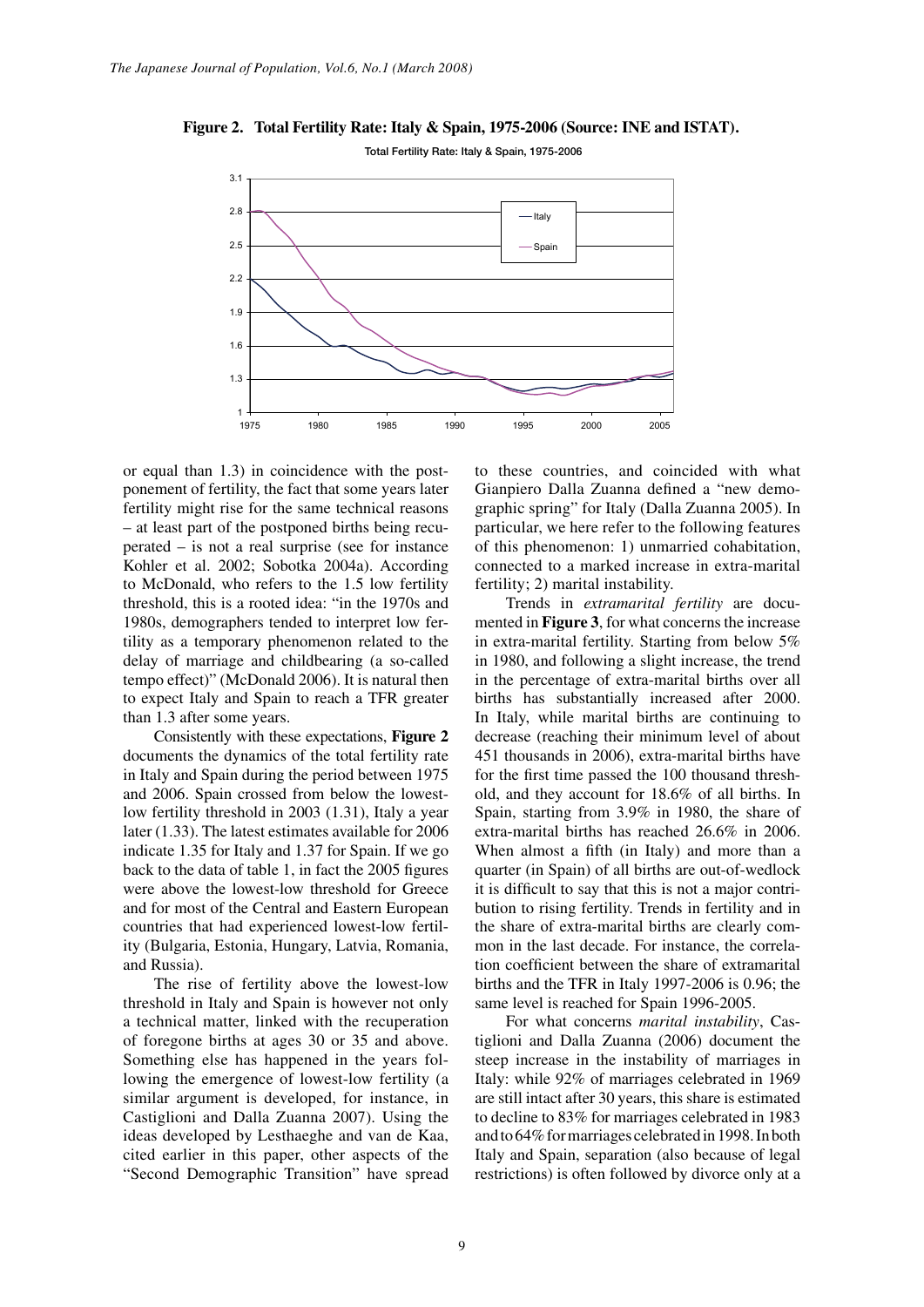**Figure 2. Total Fertility Rate: Italy & Spain, 1975-2006 (Source: INE and ISTAT).**

or equal than 1.3) in coincidence with the postponement of fertility, the fact that some years later fertility might rise for the same technical reasons – at least part of the postponed births being recuperated – is not a real surprise (see for instance Kohler et al. 2002; Sobotka 2004a). According to McDonald, who refers to the 1.5 low fertility threshold, this is a rooted idea: "in the 1970s and 1980s, demographers tended to interpret low fertility as a temporary phenomenon related to the delay of marriage and childbearing (a so-called tempo effect)" (McDonald 2006). It is natural then to expect Italy and Spain to reach a TFR greater than 1.3 after some years.

Consistently with these expectations, **Figure 2** documents the dynamics of the total fertility rate in Italy and Spain during the period between 1975 and 2006. Spain crossed from below the lowest-low fertility threshold in 2003 (1.31), Italy a year later (1.33). The latest estimates available for 2006 indicate 1.35 for Italy and 1.37 for Spain. If we go back to the data of table 1, in fact the 2005 figures were above the lowest-low threshold for Greece and for most of the Central and Eastern European countries that had experienced lowest-low fertility (Bulgaria, Estonia, Hungary, Latvia, Romania, and Russia).

The rise of fertility above the lowest-low threshold in Italy and Spain is however not only a technical matter, linked with the recuperation of foregone births at ages 30 or 35 and above. Something else has happened in the years following the emergence of lowest-low fertility (a similar argument is developed, for instance, in Castiglioni and Dalla Zuanna 2007). Using the ideas developed by Lesthaeghe and van de Kaa, cited earlier in this paper, other aspects of the "Second Demographic Transition" have spread to these countries, and coincided with what Gianpiero Dalla Zuanna defined a "new demographic spring" for Italy (Dalla Zuanna 2005). In particular, we here refer to the following features of this phenomenon: 1) unmarried cohabitation, connected to a marked increase in extra-marital fertility; 2) marital instability.

Trends in *extramarital fertility* are documented in **Figure 3**, for what concerns the increase in extra-marital fertility. Starting from below 5% in 1980, and following a slight increase, the trend in the percentage of extra-marital births over all births has substantially increased after 2000. In Italy, while marital births are continuing to decrease (reaching their minimum level of about 451 thousands in 2006), extra-marital births have for the first time passed the 100 thousand threshold, and they account for 18.6% of all births. In Spain, starting from 3.9% in 1980, the share of extra-marital births has reached 26.6% in 2006. When almost a fifth (in Italy) and more than a quarter (in Spain) of all births are out-of-wedlock it is difficult to say that this is not a major contribution to rising fertility. Trends in fertility and in the share of extra-marital births are clearly common in the last decade. For instance, the correlation coefficient between the share of extramarital births and the TFR in Italy 1997-2006 is 0.96; the same level is reached for Spain 1996-2005.

For what concerns *marital instability*, Castiglioni and Dalla Zuanna (2006) document the steep increase in the instability of marriages in Italy: while 92% of marriages celebrated in 1969 are still intact after 30 years, this share is estimated to decline to 83% for marriages celebrated in 1983 and to 64% for marriages celebrated in 1998. In both Italy and Spain, separation (also because of legal restrictions) is often followed by divorce only at a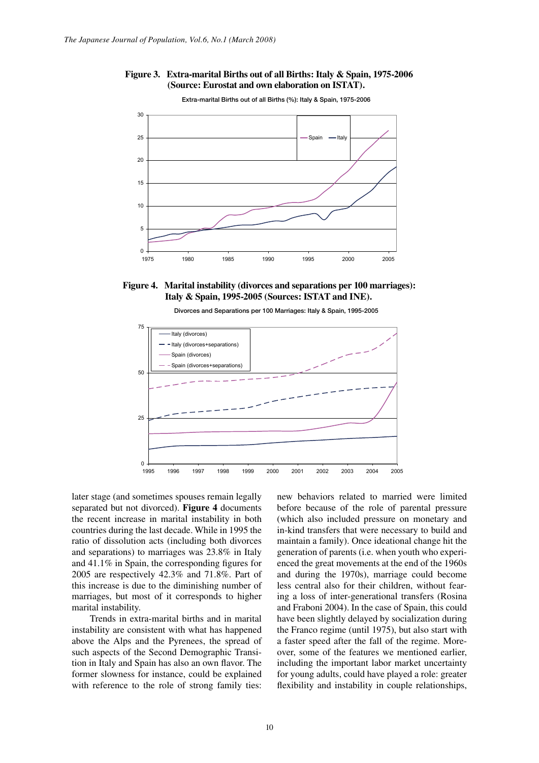**Figure 3. Extra-marital Births out of all Births: Italy & Spain, 1975-2006 (Source: Eurostat and own elaboration on ISTAT).**

**Figure 4. Marital instability (divorces and separations per 100 marriages): Italy & Spain, 1995-2005 (Sources: ISTAT and INE).**

later stage (and sometimes spouses remain legally separated but not divorced). **Figure 4** documents the recent increase in marital instability in both countries during the last decade. While in 1995 the ratio of dissolution acts (including both divorces and separations) to marriages was 23.8% in Italy and 41.1% in Spain, the corresponding figures for 2005 are respectively 42.3% and 71.8%. Part of this increase is due to the diminishing number of marriages, but most of it corresponds to higher marital instability.

Trends in extra-marital births and in marital instability are consistent with what has happened above the Alps and the Pyrenees, the spread of such aspects of the Second Demographic Transition in Italy and Spain has also an own flavor. The former slowness for instance, could be explained with reference to the role of strong family ties: new behaviors related to married were limited before because of the role of parental pressure (which also included pressure on monetary and in-kind transfers that were necessary to build and maintain a family). Once ideational change hit the generation of parents (i.e. when youth who experienced the great movements at the end of the 1960s and during the 1970s), marriage could become less central also for their children, without fearing a loss of inter-generational transfers (Rosina and Fraboni 2004). In the case of Spain, this could have been slightly delayed by socialization during the Franco regime (until 1975), but also start with a faster speed after the fall of the regime. Moreover, some of the features we mentioned earlier, including the important labor market uncertainty for young adults, could have played a role: greater flexibility and instability in couple relationships,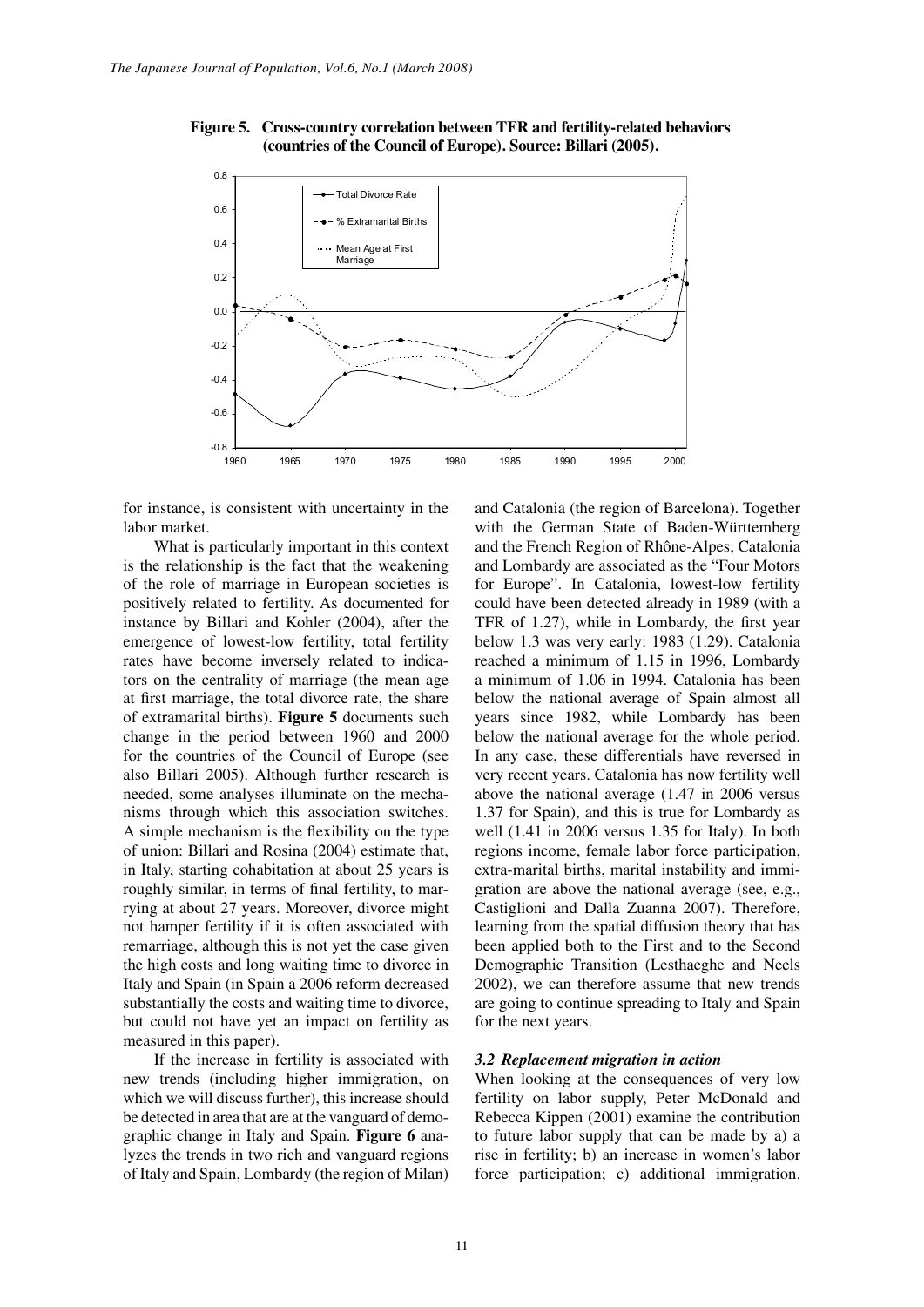**Figure 5. Cross-country correlation between TFR and fertility-related behaviors (countries of the Council of Europe). Source: Billari (2005).**

for instance, is consistent with uncertainty in the labor market.

What is particularly important in this context is the relationship is the fact that the weakening of the role of marriage in European societies is positively related to fertility. As documented for instance by Billari and Kohler (2004), after the emergence of lowest-low fertility, total fertility rates have become inversely related to indicators on the centrality of marriage (the mean age at first marriage, the total divorce rate, the share of extramarital births). **Figure 5** documents such change in the period between 1960 and 2000 for the countries of the Council of Europe (see also Billari 2005). Although further research is needed, some analyses illuminate on the mechanisms through which this association switches. A simple mechanism is the flexibility on the type of union: Billari and Rosina (2004) estimate that, in Italy, starting cohabitation at about 25 years is roughly similar, in terms of final fertility, to marrying at about 27 years. Moreover, divorce might not hamper fertility if it is often associated with remarriage, although this is not yet the case given the high costs and long waiting time to divorce in Italy and Spain (in Spain a 2006 reform decreased substantially the costs and waiting time to divorce, but could not have yet an impact on fertility as measured in this paper).

If the increase in fertility is associated with new trends (including higher immigration, on which we will discuss further), this increase should be detected in area that are at the vanguard of demographic change in Italy and Spain. **Figure 6** analyzes the trends in two rich and vanguard regions of Italy and Spain, Lombardy (the region of Milan) and Catalonia (the region of Barcelona). Together with the German State of Baden-Württemberg and the French Region of Rhône-Alpes, Catalonia and Lombardy are associated as the "Four Motors for Europe". In Catalonia, lowest-low fertility could have been detected already in 1989 (with a TFR of 1.27), while in Lombardy, the first year below 1.3 was very early: 1983 (1.29). Catalonia reached a minimum of 1.15 in 1996, Lombardy a minimum of 1.06 in 1994. Catalonia has been below the national average of Spain almost all years since 1982, while Lombardy has been below the national average for the whole period. In any case, these differentials have reversed in very recent years. Catalonia has now fertility well above the national average (1.47 in 2006 versus 1.37 for Spain), and this is true for Lombardy as well (1.41 in 2006 versus 1.35 for Italy). In both regions income, female labor force participation, extra-marital births, marital instability and immigration are above the national average (see, e.g., Castiglioni and Dalla Zuanna 2007). Therefore, learning from the spatial diffusion theory that has been applied both to the First and to the Second Demographic Transition (Lesthaeghe and Neels 2002), we can therefore assume that new trends are going to continue spreading to Italy and Spain for the next years.

### *3.2 Replacement migration in action*

When looking at the consequences of very low fertility on labor supply, Peter McDonald and Rebecca Kippen (2001) examine the contribution to future labor supply that can be made by a) a rise in fertility; b) an increase in women's labor force participation; c) additional immigration.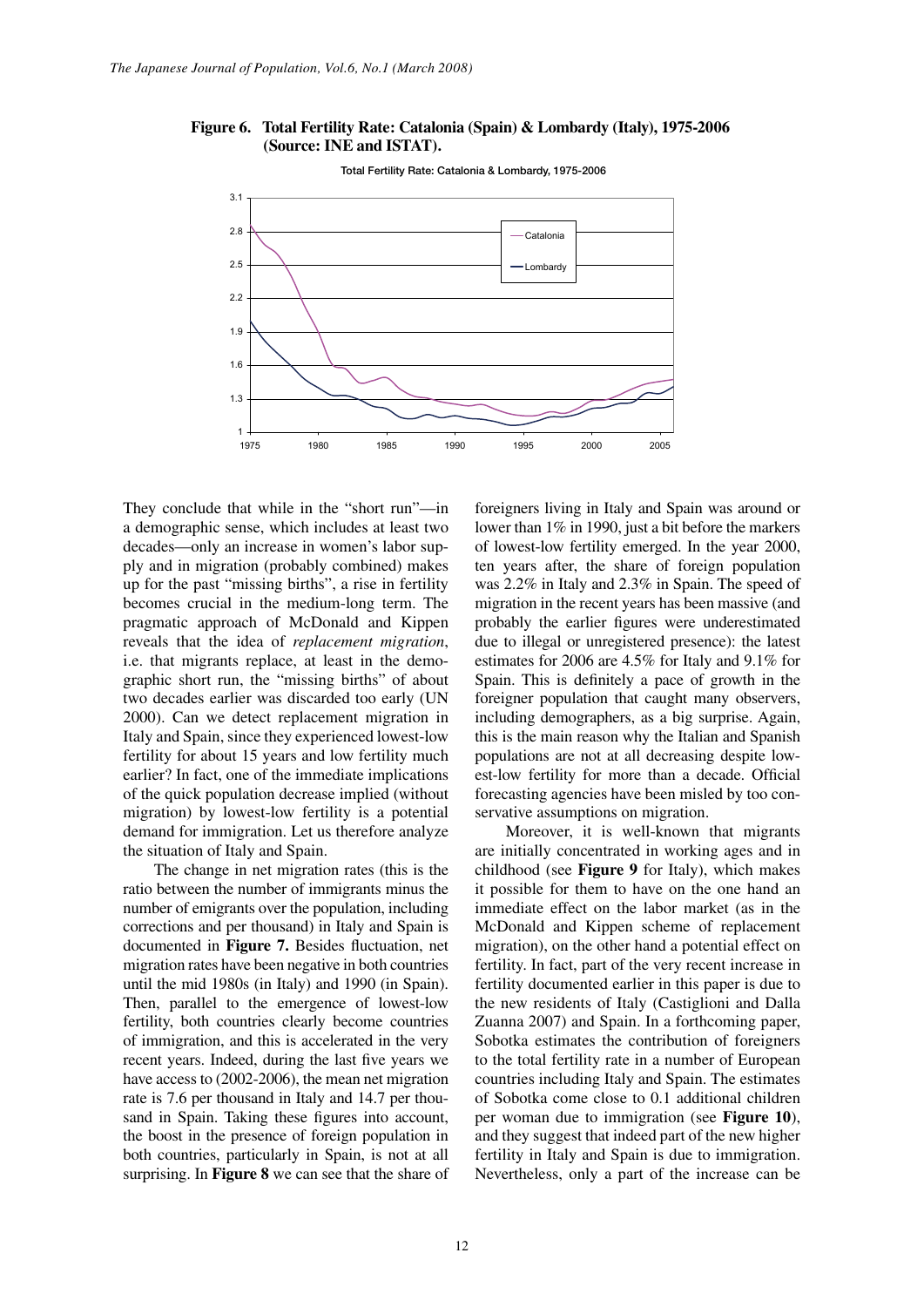**Figure 6. Total Fertility Rate: Catalonia (Spain) & Lombardy (Italy), 1975-2006 (Source: INE and ISTAT).**

They conclude that while in the "short run"—in a demographic sense, which includes at least two decades—only an increase in women's labor supply and in migration (probably combined) makes up for the past "missing births", a rise in fertility becomes crucial in the medium-long term. The pragmatic approach of McDonald and Kippen reveals that the idea of *replacement migration*, i.e. that migrants replace, at least in the demographic short run, the "missing births" of about two decades earlier was discarded too early (UN 2000). Can we detect replacement migration in Italy and Spain, since they experienced lowest-low fertility for about 15 years and low fertility much earlier? In fact, one of the immediate implications of the quick population decrease implied (without migration) by lowest-low fertility is a potential demand for immigration. Let us therefore analyze the situation of Italy and Spain.

The change in net migration rates (this is the ratio between the number of immigrants minus the number of emigrants over the population, including corrections and per thousand) in Italy and Spain is documented in **Figure 7.** Besides fluctuation, net migration rates have been negative in both countries until the mid 1980s (in Italy) and 1990 (in Spain). Then, parallel to the emergence of lowest-low fertility, both countries clearly become countries of immigration, and this is accelerated in the very recent years. Indeed, during the last five years we have access to (2002-2006), the mean net migration rate is 7.6 per thousand in Italy and 14.7 per thousand in Spain. Taking these figures into account, the boost in the presence of foreign population in both countries, particularly in Spain, is not at all surprising. In **Figure 8** we can see that the share of foreigners living in Italy and Spain was around or lower than 1% in 1990, just a bit before the markers of lowest-low fertility emerged. In the year 2000, ten years after, the share of foreign population was 2.2% in Italy and 2.3% in Spain. The speed of migration in the recent years has been massive (and probably the earlier figures were underestimated due to illegal or unregistered presence): the latest estimates for 2006 are 4.5% for Italy and 9.1% for Spain. This is definitely a pace of growth in the foreigner population that caught many observers, including demographers, as a big surprise. Again, this is the main reason why the Italian and Spanish populations are not at all decreasing despite lowest-low fertility for more than a decade. Official forecasting agencies have been misled by too conservative assumptions on migration.

Moreover, it is well-known that migrants are initially concentrated in working ages and in childhood (see **Figure 9** for Italy), which makes it possible for them to have on the one hand an immediate effect on the labor market (as in the McDonald and Kippen scheme of replacement migration), on the other hand a potential effect on fertility. In fact, part of the very recent increase in fertility documented earlier in this paper is due to the new residents of Italy (Castiglioni and Dalla Zuanna 2007) and Spain. In a forthcoming paper, Sobotka estimates the contribution of foreigners to the total fertility rate in a number of European countries including Italy and Spain. The estimates of Sobotka come close to 0.1 additional children per woman due to immigration (see **Figure 10**), and they suggest that indeed part of the new higher fertility in Italy and Spain is due to immigration. Nevertheless, only a part of the increase can be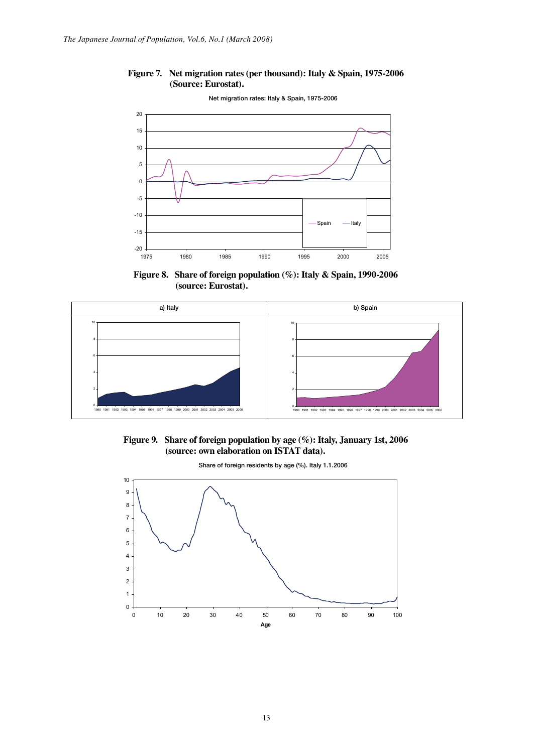**Figure 7. Net migration rates (per thousand): Italy & Spain, 1975-2006 (Source: Eurostat).**

**Figure 8. Share of foreign population (%): Italy & Spain, 1990-2006 (source: Eurostat).**

**Figure 9. Share of foreign population by age (%): Italy, January 1st, 2006 (source: own elaboration on ISTAT data).**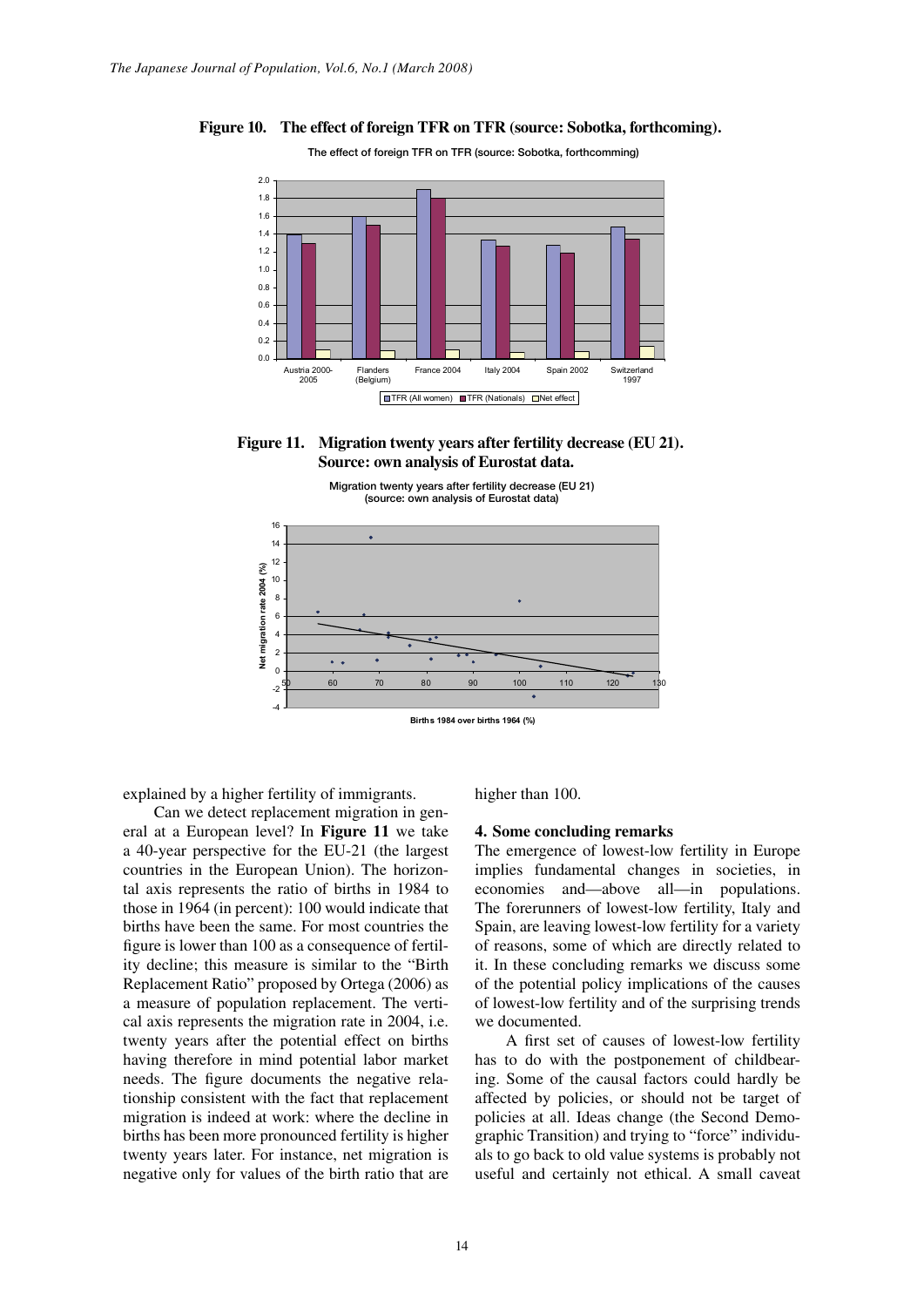**Figure 10. The effect of foreign TFR on TFR (source: Sobotka, forthcoming).**

**Figure 11. Migration twenty years after fertility decrease (EU 21). Source: own analysis of Eurostat data.**

explained by a higher fertility of immigrants.

Can we detect replacement migration in general at a European level? In **Figure 11** we take a 40-year perspective for the EU-21 (the largest countries in the European Union). The horizontal axis represents the ratio of births in 1984 to those in 1964 (in percent): 100 would indicate that births have been the same. For most countries the figure is lower than 100 as a consequence of fertility decline; this measure is similar to the "Birth Replacement Ratio" proposed by Ortega (2006) as a measure of population replacement. The vertical axis represents the migration rate in 2004, i.e. twenty years after the potential effect on births having therefore in mind potential labor market needs. The figure documents the negative relationship consistent with the fact that replacement migration is indeed at work: where the decline in births has been more pronounced fertility is higher twenty years later. For instance, net migration is negative only for values of the birth ratio that are higher than 100.

## 4. Some concluding remarks

The emergence of lowest-low fertility in Europe implies fundamental changes in societies, in economies and—above all—in populations. The forerunners of lowest-low fertility, Italy and Spain, are leaving lowest-low fertility for a variety of reasons, some of which are directly related to it. In these concluding remarks we discuss some of the potential policy implications of the causes of lowest-low fertility and of the surprising trends we documented.

A first set of causes of lowest-low fertility has to do with the postponement of childbearing. Some of the causal factors could hardly be affected by policies, or should not be target of policies at all. Ideas change (the Second Demographic Transition) and trying to "force" individuals to go back to old value systems is probably not useful and certainly not ethical. A small caveat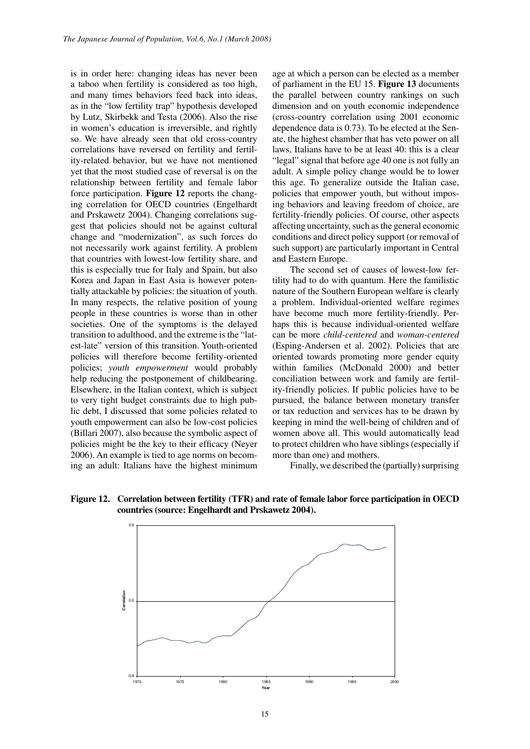is in order here: changing ideas has never been a taboo when fertility is considered as too high, and many times behaviors feed back into ideas, as in the "low fertility trap" hypothesis developed by Lutz, Skirbekk and Testa (2006). Also the rise in women's education is irreversible, and rightly so. We have already seen that old cross-country correlations have reversed on fertility and fertility-related behavior, but we have not mentioned yet that the most studied case of reversal is on the relationship between fertility and female labor force participation. **Figure 12** reports the changing correlation for OECD countries (Engelhardt and Prskawetz 2004). Changing correlations suggest that policies should not be against cultural change and "modernization", as such forces do not necessarily work against fertility. A problem that countries with lowest-low fertility share, and this is especially true for Italy and Spain, but also Korea and Japan in East Asia is however potentially attackable by policies: the situation of youth. In many respects, the relative position of young people in these countries is worse than in other societies. One of the symptoms is the delayed transition to adulthood, and the extreme is the "latest-late" version of this transition. Youth-oriented policies will therefore become fertility-oriented policies; *youth empowerment* would probably help reducing the postponement of childbearing. Elsewhere, in the Italian context, which is subject to very tight budget constraints due to high public debt, I discussed that some policies related to youth empowerment can also be low-cost policies (Billari 2007), also because the symbolic aspect of policies might be the key to their efficacy (Neyer 2006). An example is tied to age norms on becoming an adult: Italians have the highest minimum age at which a person can be elected as a member of parliament in the EU 15. **Figure 13** documents the parallel between country rankings on such dimension and on youth economic independence (cross-country correlation using 2001 economic dependence data is 0.73). To be elected at the Senate, the highest chamber that has veto power on all laws, Italians have to be at least 40: this is a clear "legal" signal that before age 40 one is not fully an adult. A simple policy change would be to lower this age. To generalize outside the Italian case, policies that empower youth, but without imposing behaviors and leaving freedom of choice, are fertility-friendly policies. Of course, other aspects affecting uncertainty, such as the general economic conditions and direct policy support (or removal of such support) are particularly important in Central and Eastern Europe.

The second set of causes of lowest-low fertility had to do with quantum. Here the familistic nature of the Southern European welfare is clearly a problem. Individual-oriented welfare regimes have become much more fertility-friendly. Perhaps this is because individual-oriented welfare can be more *child-centered* and *woman-centered* (Esping-Andersen et al. 2002). Policies that are oriented towards promoting more gender equity within families (McDonald 2000) and better conciliation between work and family are fertility-friendly policies. If public policies have to be pursued, the balance between monetary transfer or tax reduction and services has to be drawn by keeping in mind the well-being of children and of women above all. This would automatically lead to protect children who have siblings (especially if more than one) and mothers.

Finally, we described the (partially) surprising

**Figure 12. Correlation between fertility (TFR) and rate of female labor force participation in OECD countries (source: Engelhardt and Prskawetz 2004).**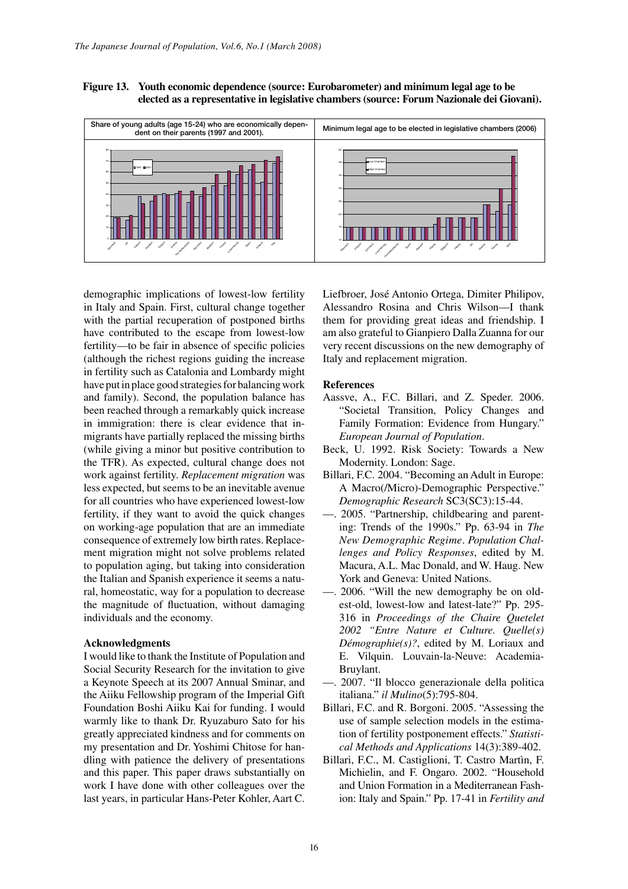**Figure 13. Youth economic dependence (source: Eurobarometer) and minimum legal age to be elected as a representative in legislative chambers (source: Forum Nazionale dei Giovani).**

demographic implications of lowest-low fertility in Italy and Spain. First, cultural change together with the partial recuperation of postponed births have contributed to the escape from lowest-low fertility—to be fair in absence of specific policies (although the richest regions guiding the increase in fertility such as Catalonia and Lombardy might have put in place good strategies for balancing work and family). Second, the population balance has been reached through a remarkably quick increase in immigration: there is clear evidence that immigrants have partially replaced the missing births (while giving a minor but positive contribution to the TFR). As expected, cultural change does not work against fertility. *Replacement migration* was less expected, but seems to be an inevitable avenue for all countries who have experienced lowest-low fertility, if they want to avoid the quick changes on working-age population that are an immediate consequence of extremely low birth rates. Replacement migration might not solve problems related to population aging, but taking into consideration the Italian and Spanish experience it seems a natural, homeostatic, way for a population to decrease the magnitude of fluctuation, without damaging individuals and the economy.

### Acknowledgments

I would like to thank the Institute of Population and Social Security Research for the invitation to give a Keynote Speech at its 2007 Annual Sminar, and the Aiiku Fellowship program of the Imperial Gift Foundation Boshi Aiiku Kai for funding. I would warmly like to thank Dr. Ryuzaburo Sato for his greatly appreciated kindness and for comments on my presentation and Dr. Yoshimi Chitose for handling with patience the delivery of presentations and this paper. This paper draws substantially on work I have done with other colleagues over the last years, in particular Hans-Peter Kohler, Aart C. Liefbroer, José Antonio Ortega, Dimiter Philipov, Alessandro Rosina and Chris Wilson—I thank them for providing great ideas and friendship. I am also grateful to Gianpiero Dalla Zuanna for our very recent discussions on the new demography of Italy and replacement migration.

### References

Aassve, A., F.C. Billari, and Z. Speder. 2006. "Societal Transition, Policy Changes and Family Formation: Evidence from Hungary." *European Journal of Population*.

Beck, U. 1992. Risk Society: Towards a New Modernity. London: Sage.

Billari, F.C. 2004. "Becoming an Adult in Europe: A Macro(/Micro)-Demographic Perspective." *Demographic Research* SC3(SC3):15-44.

—. 2005. "Partnership, childbearing and parenting: Trends of the 1990s." Pp. 63-94 in *The New Demographic Regime. Population Challenges and Policy Responses*, edited by M. Macura, A.L. Mac Donald, and W. Haug. New York and Geneva: United Nations.

—. 2006. "Will the new demography be on oldest-old, lowest-low and latest-late?" Pp. 295-316 in *Proceedings of the Chaire Quetelet 2002 "Entre Nature et Culture. Quelle(s) Démographie(s)?*, edited by M. Loriaux and E. Vilquin. Louvain-la-Neuve: Academia-Bruylant.

—. 2007. "Il blocco generazionale della politica italiana." *il Mulino*(5):795-804.

Billari, F.C. and R. Borgoni. 2005. "Assessing the use of sample selection models in the estimation of fertility postponement effects." *Statistical Methods and Applications* 14(3):389-402.

Billari, F.C., M. Castiglioni, T. Castro Martìn, F. Michielin, and F. Ongaro. 2002. "Household and Union Formation in a Mediterranean Fashion: Italy and Spain." Pp. 17-41 in *Fertility and*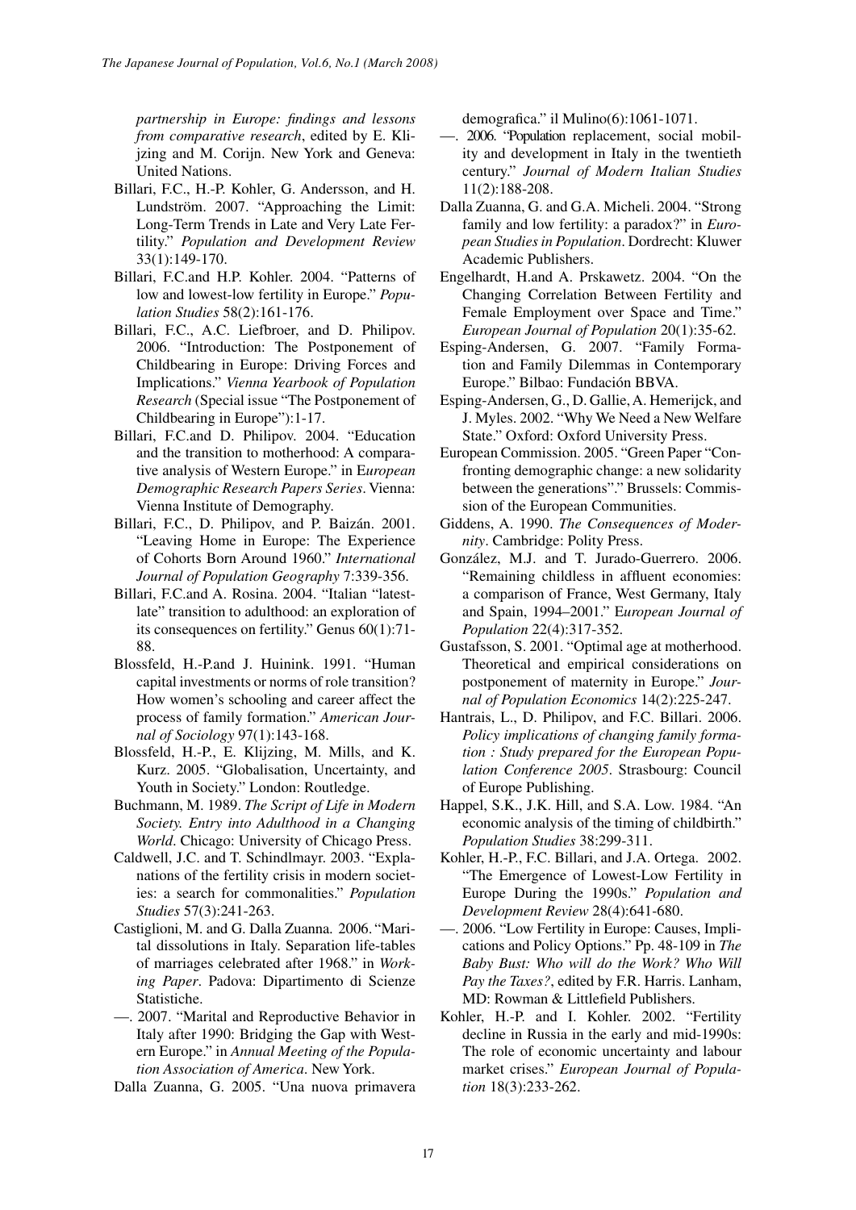*partnership in Europe: findings and lessons from comparative research*, edited by E. Klijzing and M. Corijn. New York and Geneva: United Nations.

Billari, F.C., H.-P. Kohler, G. Andersson, and H. Lundström. 2007. "Approaching the Limit: Long-Term Trends in Late and Very Late Fertility." *Population and Development Review* 33(1):149-170.

Billari, F.C.and H.P. Kohler. 2004. "Patterns of low and lowest-low fertility in Europe." *Population Studies* 58(2):161-176.

Billari, F.C., A.C. Liefbroer, and D. Philipov. 2006. "Introduction: The Postponement of Childbearing in Europe: Driving Forces and Implications." *Vienna Yearbook of Population Research* (Special issue "The Postponement of Childbearing in Europe"):1-17.

Billari, F.C.and D. Philipov. 2004. "Education and the transition to motherhood: A comparative analysis of Western Europe." in E*uropean Demographic Research Papers Series*. Vienna: Vienna Institute of Demography.

Billari, F.C., D. Philipov, and P. Baizán. 2001. "Leaving Home in Europe: The Experience of Cohorts Born Around 1960." *International Journal of Population Geography* 7:339-356.

Billari, F.C.and A. Rosina. 2004. "Italian "latest-late" transition to adulthood: an exploration of its consequences on fertility." Genus 60(1):71-88.

Blossfeld, H.-P.and J. Huinink. 1991. "Human capital investments or norms of role transition? How women's schooling and career affect the process of family formation." *American Journal of Sociology* 97(1):143-168.

Blossfeld, H.-P., E. Klijzing, M. Mills, and K. Kurz. 2005. "Globalisation, Uncertainty, and Youth in Society." London: Routledge.

Buchmann, M. 1989. *The Script of Life in Modern Society. Entry into Adulthood in a Changing World*. Chicago: University of Chicago Press.

Caldwell, J.C. and T. Schindlmayr. 2003. "Explanations of the fertility crisis in modern societies: a search for commonalities." *Population Studies* 57(3):241-263.

Castiglioni, M. and G. Dalla Zuanna. 2006. "Marital dissolutions in Italy. Separation life-tables of marriages celebrated after 1968." in *Working Paper*. Padova: Dipartimento di Scienze Statistiche.

—. 2007. "Marital and Reproductive Behavior in Italy after 1990: Bridging the Gap with Western Europe." in *Annual Meeting of the Population Association of America*. New York.

Dalla Zuanna, G. 2005. "Una nuova primavera demografica." il Mulino(6):1061-1071.

—. 2006. "Population replacement, social mobility and development in Italy in the twentieth century." *Journal of Modern Italian Studies* 11(2):188-208.

Dalla Zuanna, G. and G.A. Micheli. 2004. "Strong family and low fertility: a paradox?" in *European Studies in Population*. Dordrecht: Kluwer Academic Publishers.

Engelhardt, H.and A. Prskawetz. 2004. "On the Changing Correlation Between Fertility and Female Employment over Space and Time." *European Journal of Population* 20(1):35-62.

Esping-Andersen, G. 2007. "Family Formation and Family Dilemmas in Contemporary Europe." Bilbao: Fundación BBVA.

Esping-Andersen, G., D. Gallie, A. Hemerijck, and J. Myles. 2002. "Why We Need a New Welfare State." Oxford: Oxford University Press.

European Commission. 2005. "Green Paper "Confronting demographic change: a new solidarity between the generations"." Brussels: Commission of the European Communities.

Giddens, A. 1990. *The Consequences of Modernity*. Cambridge: Polity Press.

González, M.J. and T. Jurado-Guerrero. 2006. "Remaining childless in affluent economies: a comparison of France, West Germany, Italy and Spain, 1994–2001." E*uropean Journal of Population* 22(4):317-352.

Gustafsson, S. 2001. "Optimal age at motherhood. Theoretical and empirical considerations on postponement of maternity in Europe." *Journal of Population Economics* 14(2):225-247.

Hantrais, L., D. Philipov, and F.C. Billari. 2006. *Policy implications of changing family formation : Study prepared for the European Population Conference 2005*. Strasbourg: Council of Europe Publishing.

Happel, S.K., J.K. Hill, and S.A. Low. 1984. "An economic analysis of the timing of childbirth." *Population Studies* 38:299-311.

Kohler, H.-P., F.C. Billari, and J.A. Ortega. 2002. "The Emergence of Lowest-Low Fertility in Europe During the 1990s." *Population and Development Review* 28(4):641-680.

—. 2006. "Low Fertility in Europe: Causes, Implications and Policy Options." Pp. 48-109 in *The Baby Bust: Who will do the Work? Who Will Pay the Taxes?*, edited by F.R. Harris. Lanham, MD: Rowman & Littlefield Publishers.

Kohler, H.-P. and I. Kohler. 2002. "Fertility decline in Russia in the early and mid-1990s: The role of economic uncertainty and labour market crises." *European Journal of Population* 18(3):233-262.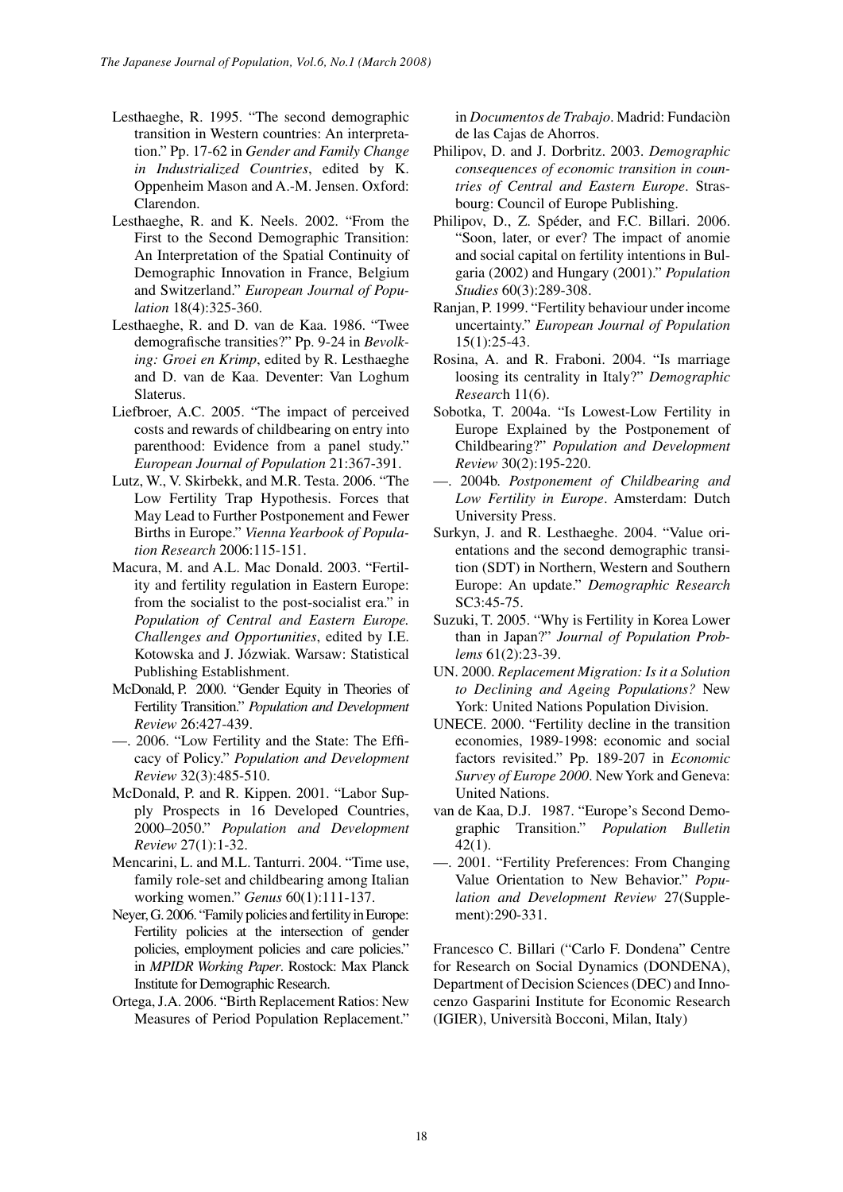Lesthaeghe, R. 1995. "The second demographic transition in Western countries: An interpretation." Pp. 17-62 in *Gender and Family Change in Industrialized Countries*, edited by K. Oppenheim Mason and A.-M. Jensen. Oxford: Clarendon.

Lesthaeghe, R. and K. Neels. 2002. "From the First to the Second Demographic Transition: An Interpretation of the Spatial Continuity of Demographic Innovation in France, Belgium and Switzerland." *European Journal of Population* 18(4):325-360.

Lesthaeghe, R. and D. van de Kaa. 1986. "Twee demografische transities?" Pp. 9-24 in *Bevolking: Groei en Krimp*, edited by R. Lesthaeghe and D. van de Kaa. Deventer: Van Loghum Slaterus.

Liefbroer, A.C. 2005. "The impact of perceived costs and rewards of childbearing on entry into parenthood: Evidence from a panel study." *European Journal of Population* 21:367-391.

Lutz, W., V. Skirbekk, and M.R. Testa. 2006. "The Low Fertility Trap Hypothesis. Forces that May Lead to Further Postponement and Fewer Births in Europe." *Vienna Yearbook of Population Research* 2006:115-151.

Macura, M. and A.L. Mac Donald. 2003. "Fertility and fertility regulation in Eastern Europe: from the socialist to the post-socialist era." in *Population of Central and Eastern Europe. Challenges and Opportunities*, edited by I.E. Kotowska and J. Józwiak. Warsaw: Statistical Publishing Establishment.

McDonald, P. 2000. "Gender Equity in Theories of Fertility Transition." *Population and Development Review* 26:427-439.

—. 2006. "Low Fertility and the State: The Efficacy of Policy." *Population and Development Review* 32(3):485-510.

McDonald, P. and R. Kippen. 2001. "Labor Supply Prospects in 16 Developed Countries, 2000–2050." *Population and Development Review* 27(1):1-32.

Mencarini, L. and M.L. Tanturri. 2004. "Time use, family role-set and childbearing among Italian working women." *Genus* 60(1):111-137.

Neyer, G. 2006. "Family policies and fertility in Europe: Fertility policies at the intersection of gender policies, employment policies and care policies." in *MPIDR Working Paper*. Rostock: Max Planck Institute for Demographic Research.

Ortega, J.A. 2006. "Birth Replacement Ratios: New Measures of Period Population Replacement." in *Documentos de Trabajo*. Madrid: Fundaciòn de las Cajas de Ahorros.

Philipov, D. and J. Dorbritz. 2003. *Demographic consequences of economic transition in countries of Central and Eastern Europe*. Strasbourg: Council of Europe Publishing.

Philipov, D., Z. Spéder, and F.C. Billari. 2006. "Soon, later, or ever? The impact of anomie and social capital on fertility intentions in Bulgaria (2002) and Hungary (2001)." *Population Studies* 60(3):289-308.

Ranjan, P. 1999. "Fertility behaviour under income uncertainty." *European Journal of Population* 15(1):25-43.

Rosina, A. and R. Fraboni. 2004. "Is marriage loosing its centrality in Italy?" *Demographic Research* 11(6).

Sobotka, T. 2004a. "Is Lowest-Low Fertility in Europe Explained by the Postponement of Childbearing?" *Population and Development Review* 30(2):195-220.

—. 2004b. *Postponement of Childbearing and Low Fertility in Europe*. Amsterdam: Dutch University Press.

Surkyn, J. and R. Lesthaeghe. 2004. "Value orientations and the second demographic transition (SDT) in Northern, Western and Southern Europe: An update." *Demographic Research* SC3:45-75.

Suzuki, T. 2005. "Why is Fertility in Korea Lower than in Japan?" *Journal of Population Problems* 61(2):23-39.

UN. 2000. *Replacement Migration: Is it a Solution to Declining and Ageing Populations?* New York: United Nations Population Division.

UNECE. 2000. "Fertility decline in the transition economies, 1989-1998: economic and social factors revisited." Pp. 189-207 in *Economic Survey of Europe 2000*. New York and Geneva: United Nations.

van de Kaa, D.J. 1987. "Europe's Second Demographic Transition." *Population Bulletin* 42(1).

—. 2001. "Fertility Preferences: From Changing Value Orientation to New Behavior." *Population and Development Review* 27(Supplement):290-331.

Francesco C. Billari ("Carlo F. Dondena" Centre for Research on Social Dynamics (DONDENA), Department of Decision Sciences (DEC) and Innocenzo Gasparini Institute for Economic Research (IGIER), Università Bocconi, Milan, Italy)